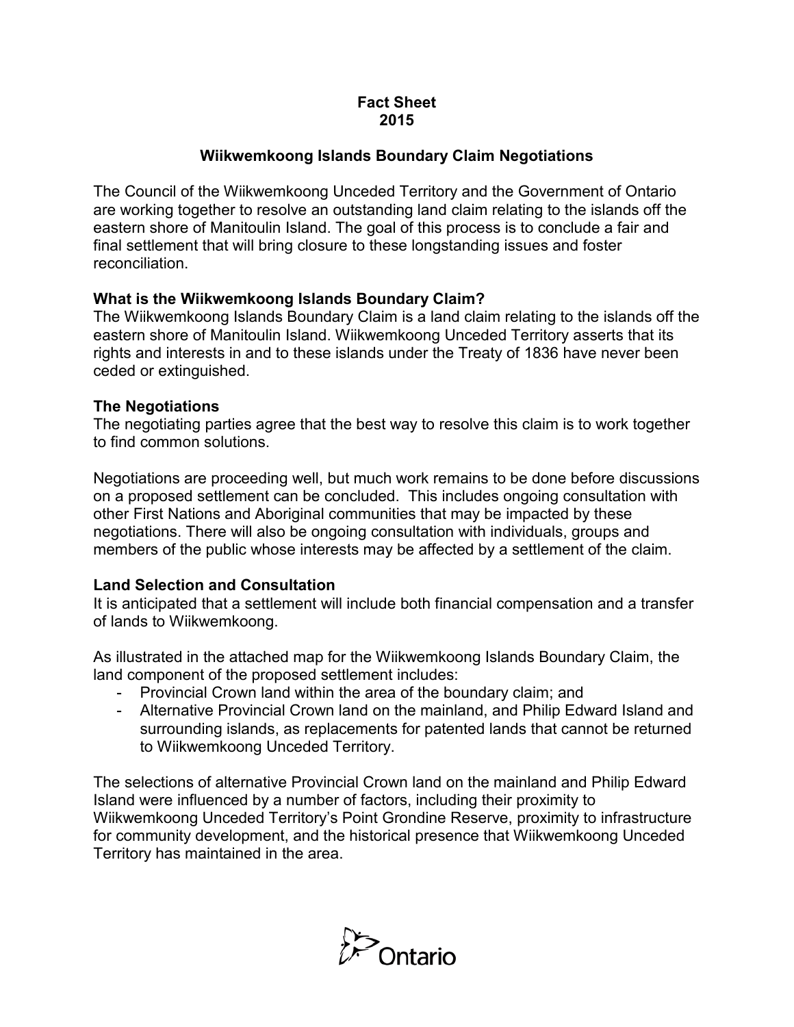**Fact Sheet**
**2015**

## Wiikwemkoong Islands Boundary Claim Negotiations

The Council of the Wiikwemkoong Unceded Territory and the Government of Ontario are working together to resolve an outstanding land claim relating to the islands off the eastern shore of Manitoulin Island. The goal of this process is to conclude a fair and final settlement that will bring closure to these longstanding issues and foster reconciliation.

### What is the Wiikwemkoong Islands Boundary Claim?

The Wiikwemkoong Islands Boundary Claim is a land claim relating to the islands off the eastern shore of Manitoulin Island. Wiikwemkoong Unceded Territory asserts that its rights and interests in and to these islands under the Treaty of 1836 have never been ceded or extinguished.

### The Negotiations

The negotiating parties agree that the best way to resolve this claim is to work together to find common solutions.

Negotiations are proceeding well, but much work remains to be done before discussions on a proposed settlement can be concluded. This includes ongoing consultation with other First Nations and Aboriginal communities that may be impacted by these negotiations. There will also be ongoing consultation with individuals, groups and members of the public whose interests may be affected by a settlement of the claim.

### Land Selection and Consultation

It is anticipated that a settlement will include both financial compensation and a transfer of lands to Wiikwemkoong.

As illustrated in the attached map for the Wiikwemkoong Islands Boundary Claim, the land component of the proposed settlement includes:

- Provincial Crown land within the area of the boundary claim; and
- Alternative Provincial Crown land on the mainland, and Philip Edward Island and surrounding islands, as replacements for patented lands that cannot be returned to Wiikwemkoong Unceded Territory.

The selections of alternative Provincial Crown land on the mainland and Philip Edward Island were influenced by a number of factors, including their proximity to Wiikwemkoong Unceded Territory's Point Grondine Reserve, proximity to infrastructure for community development, and the historical presence that Wiikwemkoong Unceded Territory has maintained in the area.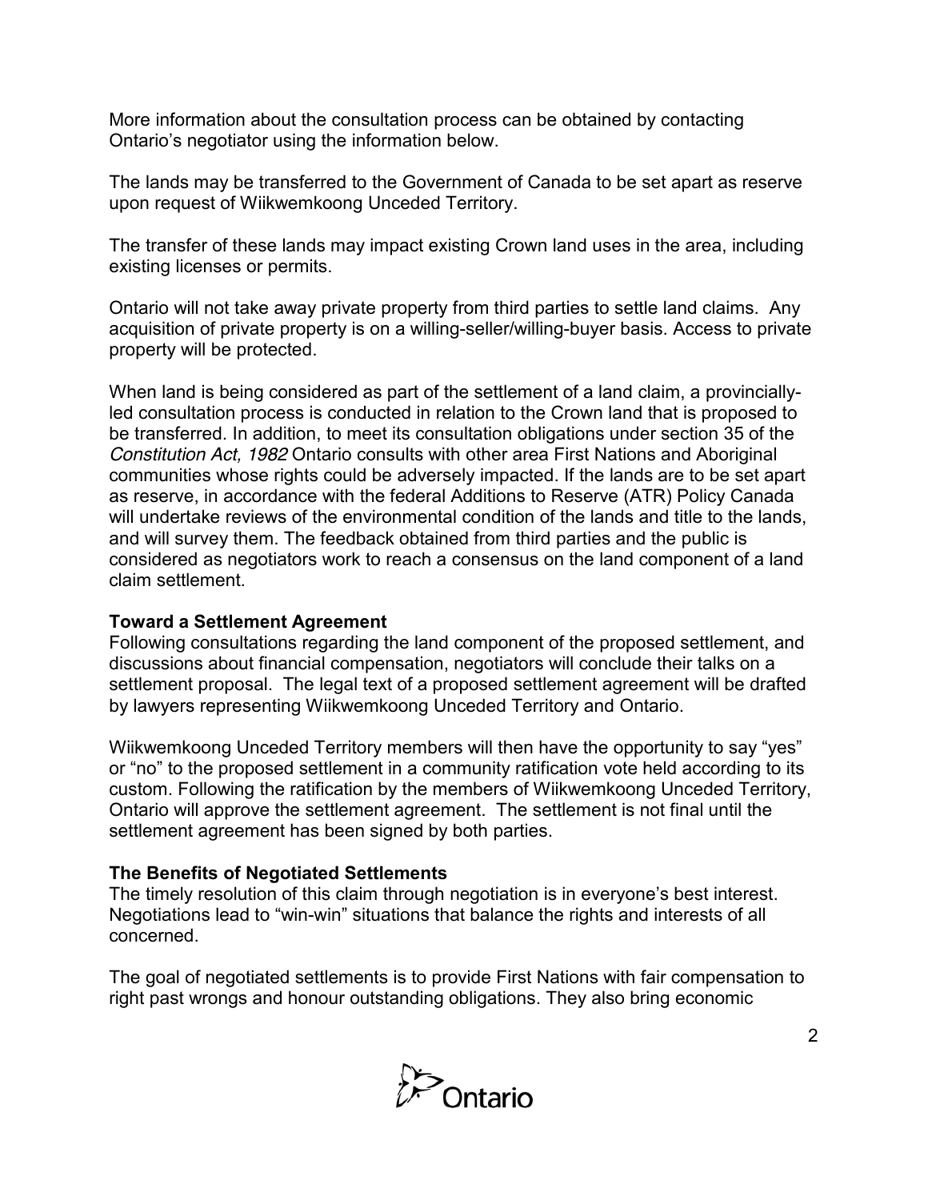More information about the consultation process can be obtained by contacting Ontario's negotiator using the information below.

The lands may be transferred to the Government of Canada to be set apart as reserve upon request of Wiikwemkoong Unceded Territory.

The transfer of these lands may impact existing Crown land uses in the area, including existing licenses or permits.

Ontario will not take away private property from third parties to settle land claims. Any acquisition of private property is on a willing-seller/willing-buyer basis. Access to private property will be protected.

When land is being considered as part of the settlement of a land claim, a provincially-led consultation process is conducted in relation to the Crown land that is proposed to be transferred. In addition, to meet its consultation obligations under section 35 of the *Constitution Act, 1982* Ontario consults with other area First Nations and Aboriginal communities whose rights could be adversely impacted. If the lands are to be set apart as reserve, in accordance with the federal Additions to Reserve (ATR) Policy Canada will undertake reviews of the environmental condition of the lands and title to the lands, and will survey them. The feedback obtained from third parties and the public is considered as negotiators work to reach a consensus on the land component of a land claim settlement.

**Toward a Settlement Agreement**

Following consultations regarding the land component of the proposed settlement, and discussions about financial compensation, negotiators will conclude their talks on a settlement proposal. The legal text of a proposed settlement agreement will be drafted by lawyers representing Wiikwemkoong Unceded Territory and Ontario.

Wiikwemkoong Unceded Territory members will then have the opportunity to say "yes" or "no" to the proposed settlement in a community ratification vote held according to its custom. Following the ratification by the members of Wiikwemkoong Unceded Territory, Ontario will approve the settlement agreement. The settlement is not final until the settlement agreement has been signed by both parties.

**The Benefits of Negotiated Settlements**

The timely resolution of this claim through negotiation is in everyone's best interest. Negotiations lead to "win-win" situations that balance the rights and interests of all concerned.

The goal of negotiated settlements is to provide First Nations with fair compensation to right past wrongs and honour outstanding obligations. They also bring economic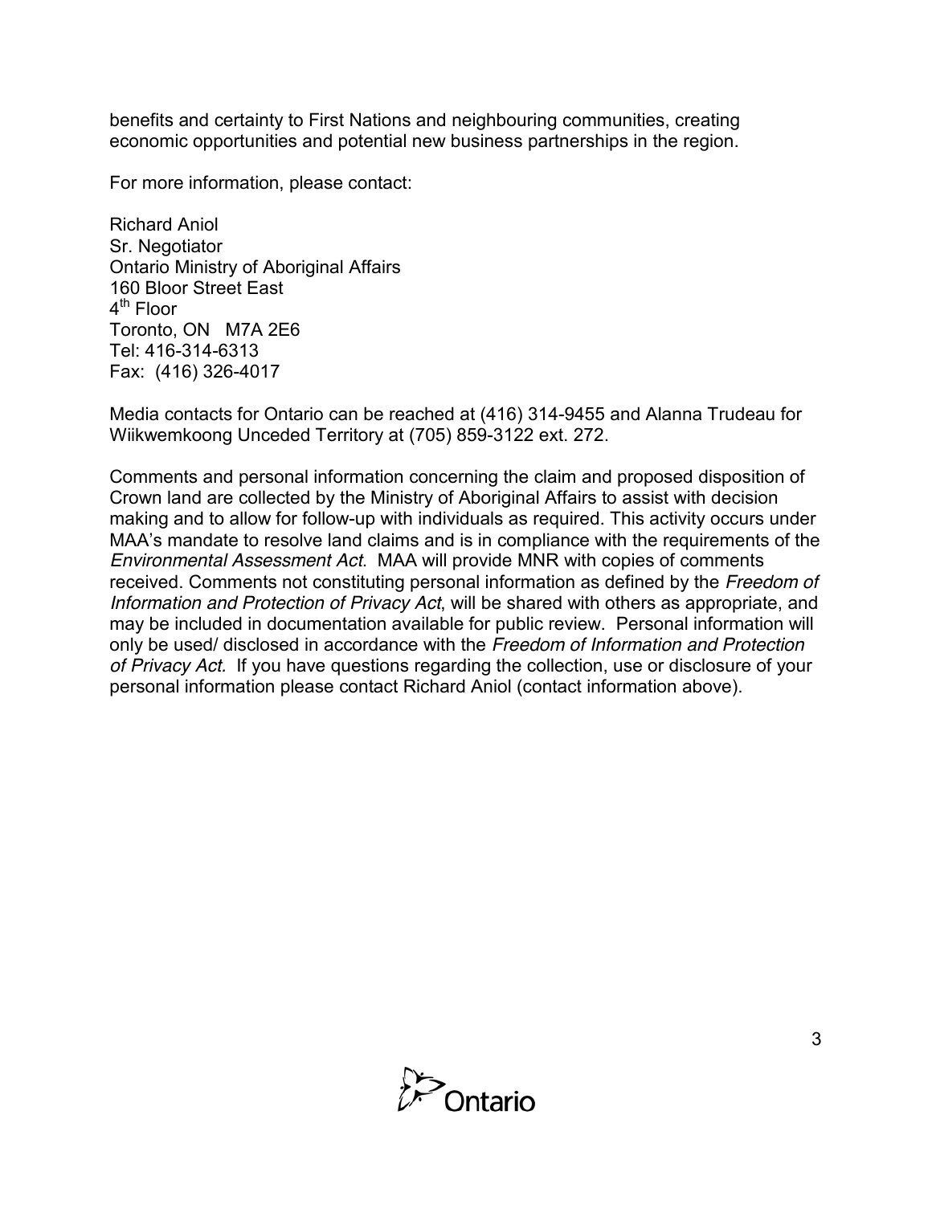benefits and certainty to First Nations and neighbouring communities, creating economic opportunities and potential new business partnerships in the region.

For more information, please contact:

Richard Aniol
Sr. Negotiator
Ontario Ministry of Aboriginal Affairs
160 Bloor Street East
4th Floor
Toronto, ON M7A 2E6
Tel: 416-314-6313
Fax: (416) 326-4017

Media contacts for Ontario can be reached at (416) 314-9455 and Alanna Trudeau for Wiikwemkoong Unceded Territory at (705) 859-3122 ext. 272.

Comments and personal information concerning the claim and proposed disposition of Crown land are collected by the Ministry of Aboriginal Affairs to assist with decision making and to allow for follow-up with individuals as required. This activity occurs under MAA's mandate to resolve land claims and is in compliance with the requirements of the *Environmental Assessment Act*. MAA will provide MNR with copies of comments received. Comments not constituting personal information as defined by the *Freedom of Information and Protection of Privacy Act*, will be shared with others as appropriate, and may be included in documentation available for public review. Personal information will only be used/ disclosed in accordance with the *Freedom of Information and Protection of Privacy Act*. If you have questions regarding the collection, use or disclosure of your personal information please contact Richard Aniol (contact information above).

Ontario